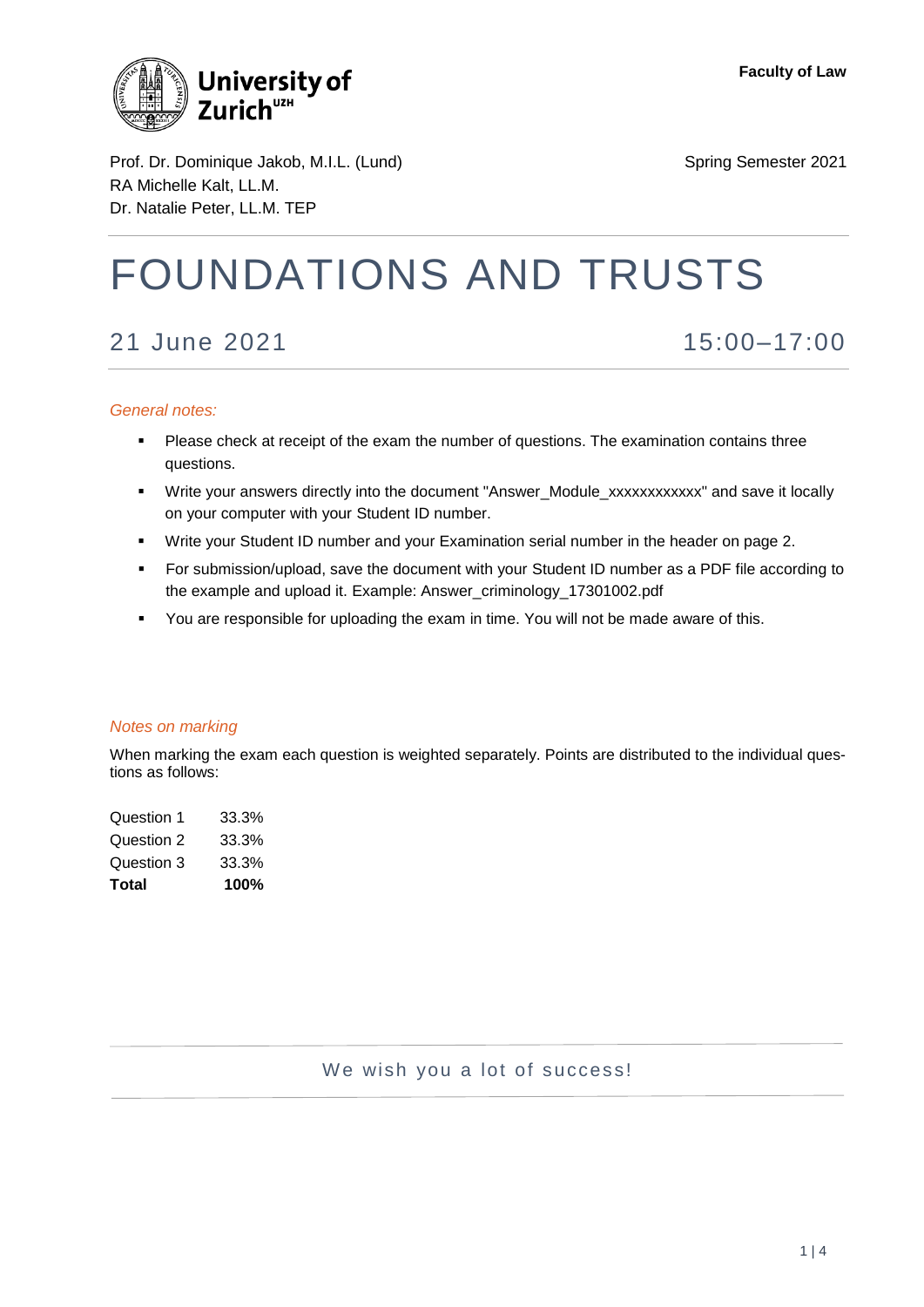University of Zurich[UZH]

**Faculty of Law**

Prof. Dr. Dominique Jakob, M.I.L. (Lund)
RA Michelle Kalt, LL.M.
Dr. Natalie Peter, LL.M. TEP

Spring Semester 2021

# FOUNDATIONS AND TRUSTS

## 21 June 2021 15:00–17:00

*General notes:*

- Please check at receipt of the exam the number of questions. The examination contains three questions.
- Write your answers directly into the document "Answer_Module_xxxxxxxxxxxx" and save it locally on your computer with your Student ID number.
- Write your Student ID number and your Examination serial number in the header on page 2.
- For submission/upload, save the document with your Student ID number as a PDF file according to the example and upload it. Example: Answer_criminology_17301002.pdf
- You are responsible for uploading the exam in time. You will not be made aware of this.

*Notes on marking*

When marking the exam each question is weighted separately. Points are distributed to the individual questions as follows:

| | |
|---|---|
| Question 1 | 33.3% |
| Question 2 | 33.3% |
| Question 3 | 33.3% |
| **Total** | **100%** |

We wish you a lot of success!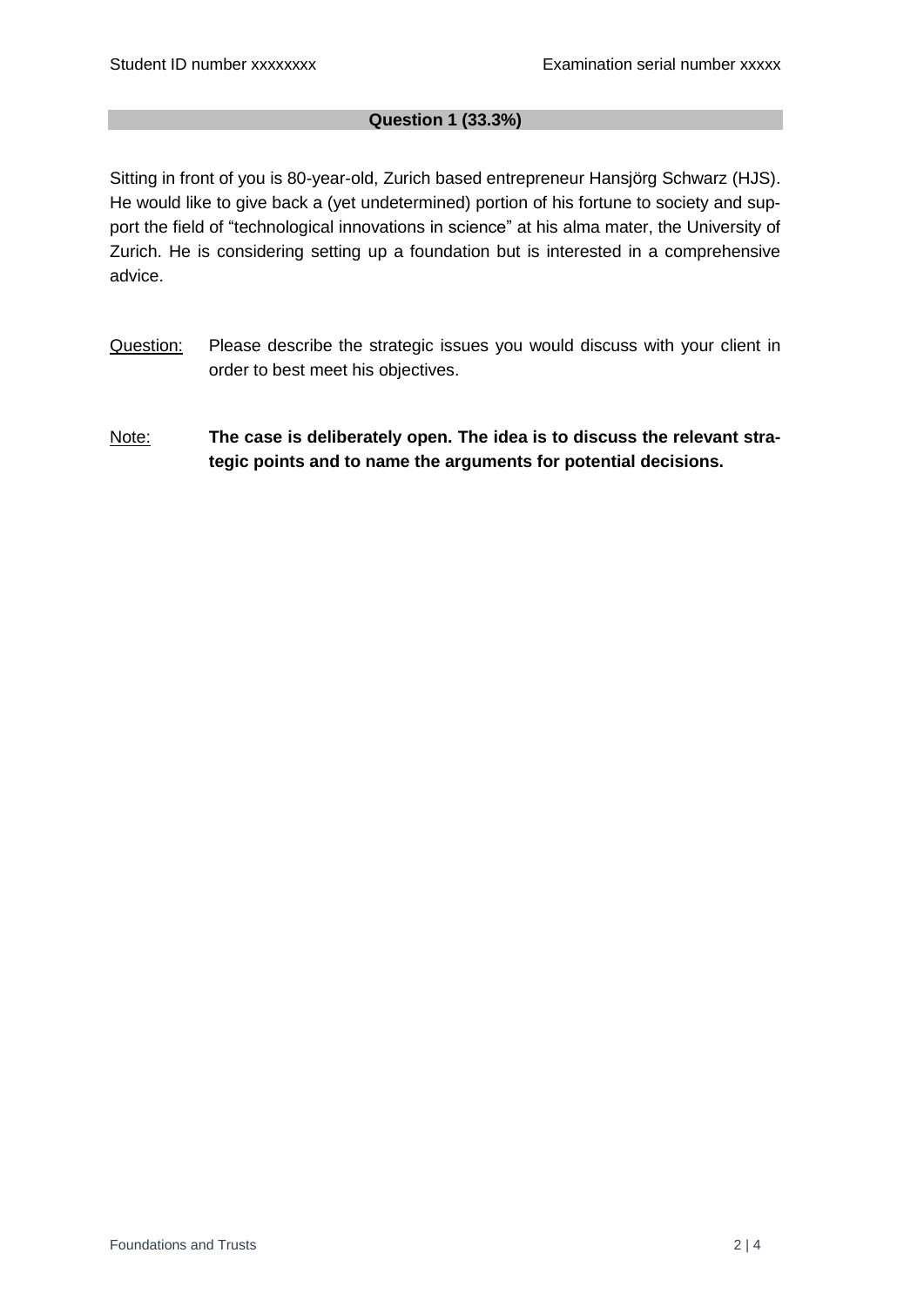## Question 1 (33.3%)

Sitting in front of you is 80-year-old, Zurich based entrepreneur Hansjörg Schwarz (HJS). He would like to give back a (yet undetermined) portion of his fortune to society and support the field of "technological innovations in science" at his alma mater, the University of Zurich. He is considering setting up a foundation but is interested in a comprehensive advice.

Question: Please describe the strategic issues you would discuss with your client in order to best meet his objectives.

Note: **The case is deliberately open. The idea is to discuss the relevant strategic points and to name the arguments for potential decisions.**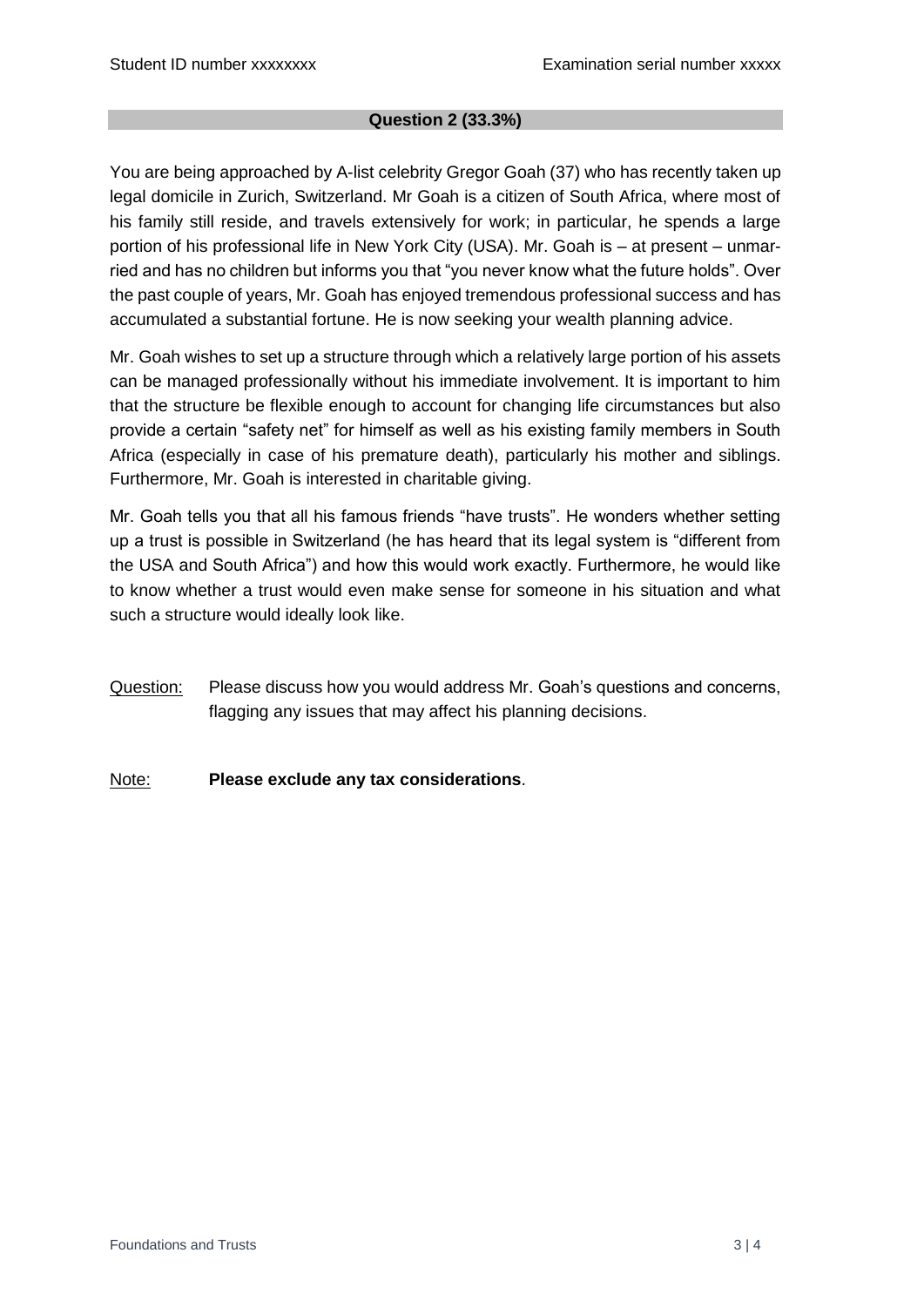## Question 2 (33.3%)

You are being approached by A-list celebrity Gregor Goah (37) who has recently taken up legal domicile in Zurich, Switzerland. Mr Goah is a citizen of South Africa, where most of his family still reside, and travels extensively for work; in particular, he spends a large portion of his professional life in New York City (USA). Mr. Goah is – at present – unmarried and has no children but informs you that "you never know what the future holds". Over the past couple of years, Mr. Goah has enjoyed tremendous professional success and has accumulated a substantial fortune. He is now seeking your wealth planning advice.

Mr. Goah wishes to set up a structure through which a relatively large portion of his assets can be managed professionally without his immediate involvement. It is important to him that the structure be flexible enough to account for changing life circumstances but also provide a certain "safety net" for himself as well as his existing family members in South Africa (especially in case of his premature death), particularly his mother and siblings. Furthermore, Mr. Goah is interested in charitable giving.

Mr. Goah tells you that all his famous friends "have trusts". He wonders whether setting up a trust is possible in Switzerland (he has heard that its legal system is "different from the USA and South Africa") and how this would work exactly. Furthermore, he would like to know whether a trust would even make sense for someone in his situation and what such a structure would ideally look like.

Question: Please discuss how you would address Mr. Goah's questions and concerns, flagging any issues that may affect his planning decisions.

Note: **Please exclude any tax considerations**.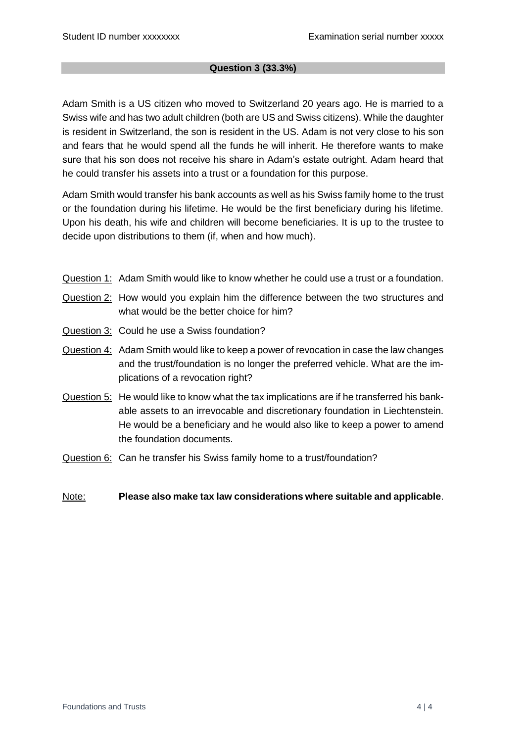## Question 3 (33.3%)

Adam Smith is a US citizen who moved to Switzerland 20 years ago. He is married to a Swiss wife and has two adult children (both are US and Swiss citizens). While the daughter is resident in Switzerland, the son is resident in the US. Adam is not very close to his son and fears that he would spend all the funds he will inherit. He therefore wants to make sure that his son does not receive his share in Adam's estate outright. Adam heard that he could transfer his assets into a trust or a foundation for this purpose.

Adam Smith would transfer his bank accounts as well as his Swiss family home to the trust or the foundation during his lifetime. He would be the first beneficiary during his lifetime. Upon his death, his wife and children will become beneficiaries. It is up to the trustee to decide upon distributions to them (if, when and how much).

Question 1: Adam Smith would like to know whether he could use a trust or a foundation.

Question 2: How would you explain him the difference between the two structures and what would be the better choice for him?

Question 3: Could he use a Swiss foundation?

Question 4: Adam Smith would like to keep a power of revocation in case the law changes and the trust/foundation is no longer the preferred vehicle. What are the implications of a revocation right?

Question 5: He would like to know what the tax implications are if he transferred his bankable assets to an irrevocable and discretionary foundation in Liechtenstein. He would be a beneficiary and he would also like to keep a power to amend the foundation documents.

Question 6: Can he transfer his Swiss family home to a trust/foundation?

Note: **Please also make tax law considerations where suitable and applicable**.